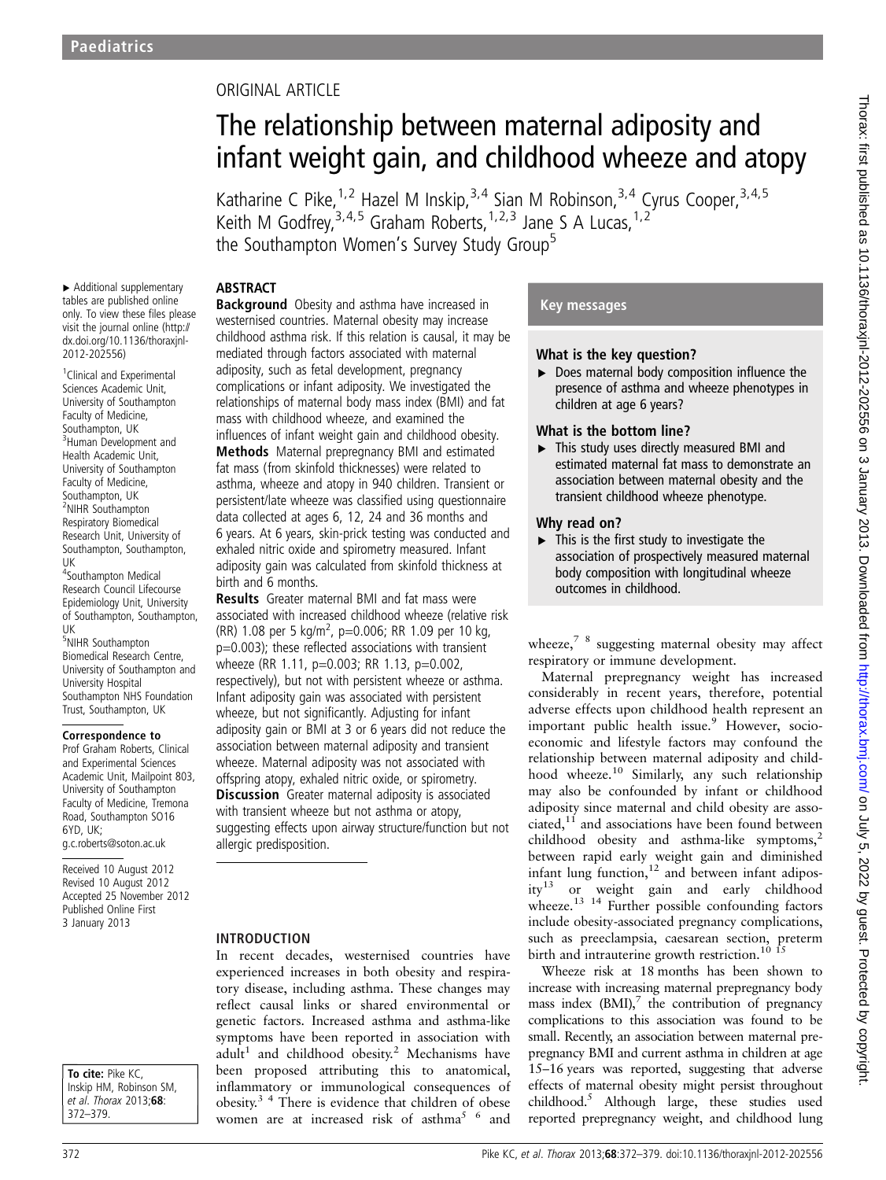ORIGINAL ARTICLE

# The relationship between maternal adiposity and infant weight gain, and childhood wheeze and atopy

Katharine C Pike,[1,2] Hazel M Inskip,[3,4] Sian M Robinson,[3,4] Cyrus Cooper,[3,4,5] Keith M Godfrey,[3,4,5] Graham Roberts,[1,2,3] Jane S A Lucas,[1,2] the Southampton Women's Survey Study Group[5]

► Additional supplementary tables are published online only. To view these files please visit the journal online (http://dx.doi.org/10.1136/thoraxjnl-2012-202556)

[1]Clinical and Experimental Sciences Academic Unit, University of Southampton Faculty of Medicine, Southampton, UK
[3]Human Development and Health Academic Unit, University of Southampton Faculty of Medicine, Southampton, UK
[2]NIHR Southampton Respiratory Biomedical Research Unit, University of Southampton, Southampton, UK
[4]Southampton Medical Research Council Lifecourse Epidemiology Unit, University of Southampton, Southampton, UK
[5]NIHR Southampton Biomedical Research Centre, University of Southampton and University Hospital Southampton NHS Foundation Trust, Southampton, UK

**Correspondence to**
Prof Graham Roberts, Clinical and Experimental Sciences Academic Unit, Mailpoint 803, University of Southampton Faculty of Medicine, Tremona Road, Southampton SO16 6YD, UK; g.c.roberts@soton.ac.uk

Received 10 August 2012
Revised 10 August 2012
Accepted 25 November 2012
Published Online First 3 January 2013

**To cite:** Pike KC, Inskip HM, Robinson SM, *et al*. *Thorax* 2013;**68**:372–379.

## ABSTRACT

**Background** Obesity and asthma have increased in westernised countries. Maternal obesity may increase childhood asthma risk. If this relation is causal, it may be mediated through factors associated with maternal adiposity, such as fetal development, pregnancy complications or infant adiposity. We investigated the relationships of maternal body mass index (BMI) and fat mass with childhood wheeze, and examined the influences of infant weight gain and childhood obesity.

**Methods** Maternal prepregnancy BMI and estimated fat mass (from skinfold thicknesses) were related to asthma, wheeze and atopy in 940 children. Transient or persistent/late wheeze was classified using questionnaire data collected at ages 6, 12, 24 and 36 months and 6 years. At 6 years, skin-prick testing was conducted and exhaled nitric oxide and spirometry measured. Infant adiposity gain was calculated from skinfold thickness at birth and 6 months.

**Results** Greater maternal BMI and fat mass were associated with increased childhood wheeze (relative risk (RR) 1.08 per 5 kg/m$^2$, p=0.006; RR 1.09 per 10 kg, p=0.003); these reflected associations with transient wheeze (RR 1.11, p=0.003; RR 1.13, p=0.002, respectively), but not with persistent wheeze or asthma. Infant adiposity gain was associated with persistent wheeze, but not significantly. Adjusting for infant adiposity gain or BMI at 3 or 6 years did not reduce the association between maternal adiposity and transient wheeze. Maternal adiposity was not associated with offspring atopy, exhaled nitric oxide, or spirometry.

**Discussion** Greater maternal adiposity is associated with transient wheeze but not asthma or atopy, suggesting effects upon airway structure/function but not allergic predisposition.

### Key messages

**What is the key question?**

► Does maternal body composition influence the presence of asthma and wheeze phenotypes in children at age 6 years?

**What is the bottom line?**

► This study uses directly measured BMI and estimated maternal fat mass to demonstrate an association between maternal obesity and the transient childhood wheeze phenotype.

**Why read on?**

► This is the first study to investigate the association of prospectively measured maternal body composition with longitudinal wheeze outcomes in childhood.

## INTRODUCTION

In recent decades, westernised countries have experienced increases in both obesity and respiratory disease, including asthma. These changes may reflect causal links or shared environmental or genetic factors. Increased asthma and asthma-like symptoms have been reported in association with adult[1] and childhood obesity.[2] Mechanisms have been proposed attributing this to anatomical, inflammatory or immunological consequences of obesity.[3,4] There is evidence that children of obese women are at increased risk of asthma[5,6] and wheeze,[7,8] suggesting maternal obesity may affect respiratory or immune development.

Maternal prepregnancy weight has increased considerably in recent years, therefore, potential adverse effects upon childhood health represent an important public health issue.[9] However, socioeconomic and lifestyle factors may confound the relationship between maternal adiposity and childhood wheeze.[10] Similarly, any such relationship may also be confounded by infant or childhood adiposity since maternal and child obesity are associated,[11] and associations have been found between childhood obesity and asthma-like symptoms,[2] between rapid early weight gain and diminished infant lung function,[12] and between infant adiposity[13] or weight gain and early childhood wheeze.[13,14] Further possible confounding factors include obesity-associated pregnancy complications, such as preeclampsia, caesarean section, preterm birth and intrauterine growth restriction.[10,15]

Wheeze risk at 18 months has been shown to increase with increasing maternal prepregnancy body mass index (BMI),[7] the contribution of pregnancy complications to this association was found to be small. Recently, an association between maternal prepregnancy BMI and current asthma in children at age 15–16 years was reported, suggesting that adverse effects of maternal obesity might persist throughout childhood.[5] Although large, these studies used reported prepregnancy weight, and childhood lung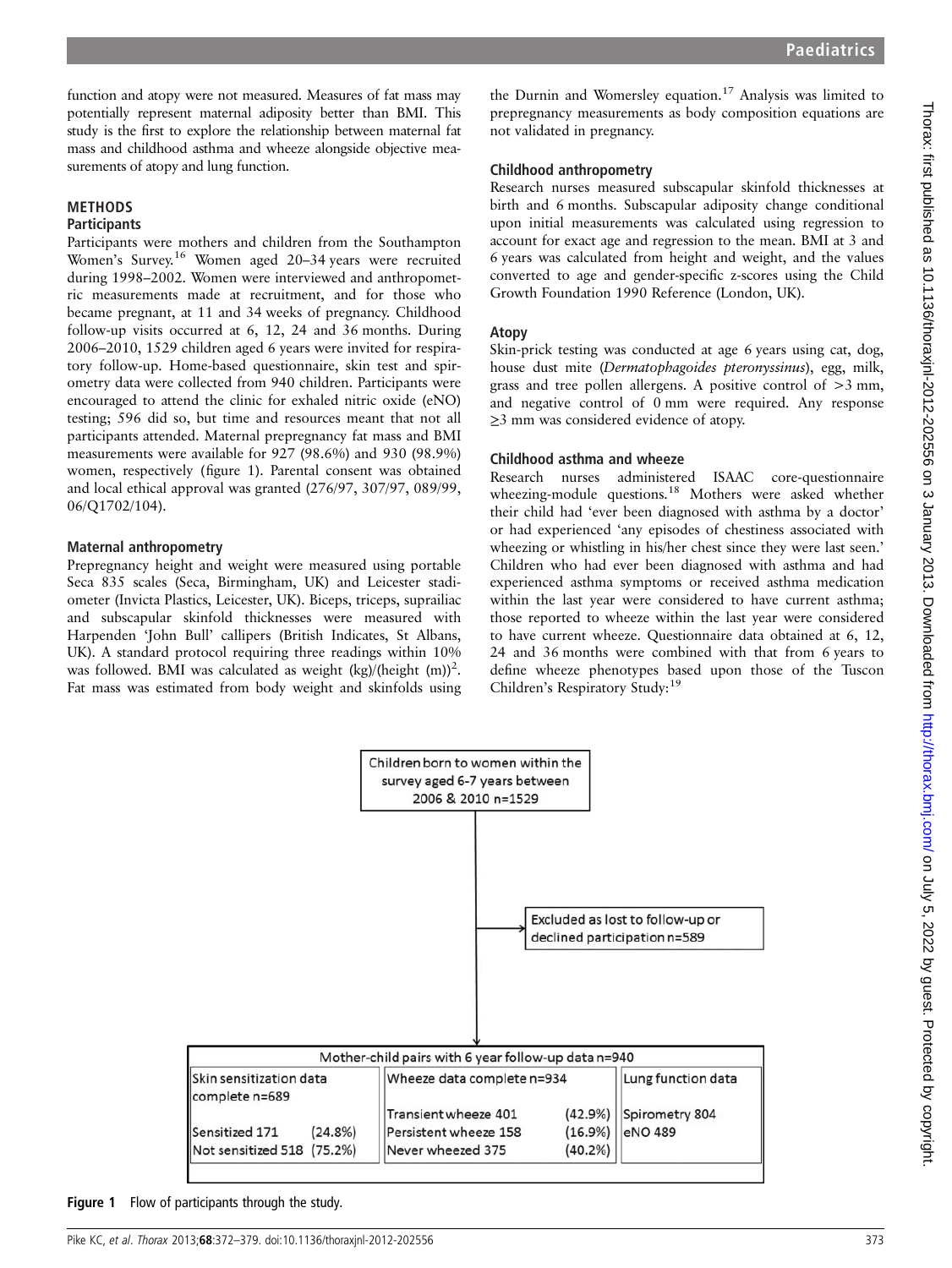function and atopy were not measured. Measures of fat mass may potentially represent maternal adiposity better than BMI. This study is the first to explore the relationship between maternal fat mass and childhood asthma and wheeze alongside objective measurements of atopy and lung function.

## METHODS

### Participants

Participants were mothers and children from the Southampton Women's Survey.[16] Women aged 20–34 years were recruited during 1998–2002. Women were interviewed and anthropometric measurements made at recruitment, and for those who became pregnant, at 11 and 34 weeks of pregnancy. Childhood follow-up visits occurred at 6, 12, 24 and 36 months. During 2006–2010, 1529 children aged 6 years were invited for respiratory follow-up. Home-based questionnaire, skin test and spirometry data were collected from 940 children. Participants were encouraged to attend the clinic for exhaled nitric oxide (eNO) testing; 596 did so, but time and resources meant that not all participants attended. Maternal prepregnancy fat mass and BMI measurements were available for 927 (98.6%) and 930 (98.9%) women, respectively (figure 1). Parental consent was obtained and local ethical approval was granted (276/97, 307/97, 089/99, 06/Q1702/104).

### Maternal anthropometry

Prepregnancy height and weight were measured using portable Seca 835 scales (Seca, Birmingham, UK) and Leicester stadiometer (Invicta Plastics, Leicester, UK). Biceps, triceps, suprailiac and subscapular skinfold thicknesses were measured with Harpenden 'John Bull' callipers (British Indicates, St Albans, UK). A standard protocol requiring three readings within 10% was followed. BMI was calculated as weight (kg)/(height (m))$^2$. Fat mass was estimated from body weight and skinfolds using the Durnin and Womersley equation.[17] Analysis was limited to prepregnancy measurements as body composition equations are not validated in pregnancy.

### Childhood anthropometry

Research nurses measured subscapular skinfold thicknesses at birth and 6 months. Subscapular adiposity change conditional upon initial measurements was calculated using regression to account for exact age and regression to the mean. BMI at 3 and 6 years was calculated from height and weight, and the values converted to age and gender-specific z-scores using the Child Growth Foundation 1990 Reference (London, UK).

### Atopy

Skin-prick testing was conducted at age 6 years using cat, dog, house dust mite (*Dermatophagoides pteronyssinus*), egg, milk, grass and tree pollen allergens. A positive control of >3 mm, and negative control of 0 mm were required. Any response ≥3 mm was considered evidence of atopy.

### Childhood asthma and wheeze

Research nurses administered ISAAC core-questionnaire wheezing-module questions.[18] Mothers were asked whether their child had 'ever been diagnosed with asthma by a doctor' or had experienced 'any episodes of chestiness associated with wheezing or whistling in his/her chest since they were last seen.' Children who had ever been diagnosed with asthma and had experienced asthma symptoms or received asthma medication within the last year were considered to have current asthma; those reported to wheeze within the last year were considered to have current wheeze. Questionnaire data obtained at 6, 12, 24 and 36 months were combined with that from 6 years to define wheeze phenotypes based upon those of the Tuscon Children's Respiratory Study:[19]

Children born to women within the survey aged 6-7 years between 2006 & 2010 n=1529

Excluded as lost to follow-up or declined participation n=589

Mother-child pairs with 6 year follow-up data n=940

| Skin sensitization data complete n=689 | Wheeze data complete n=934 | Lung function data |
|---|---|---|
| Sensitized 171 (24.8%) | Transient wheeze 401 (42.9%) | Spirometry 804 |
| Not sensitized 518 (75.2%) | Persistent wheeze 158 (16.9%) | eNO 489 |
| | Never wheezed 375 (40.2%) | |

**Figure 1** Flow of participants through the study.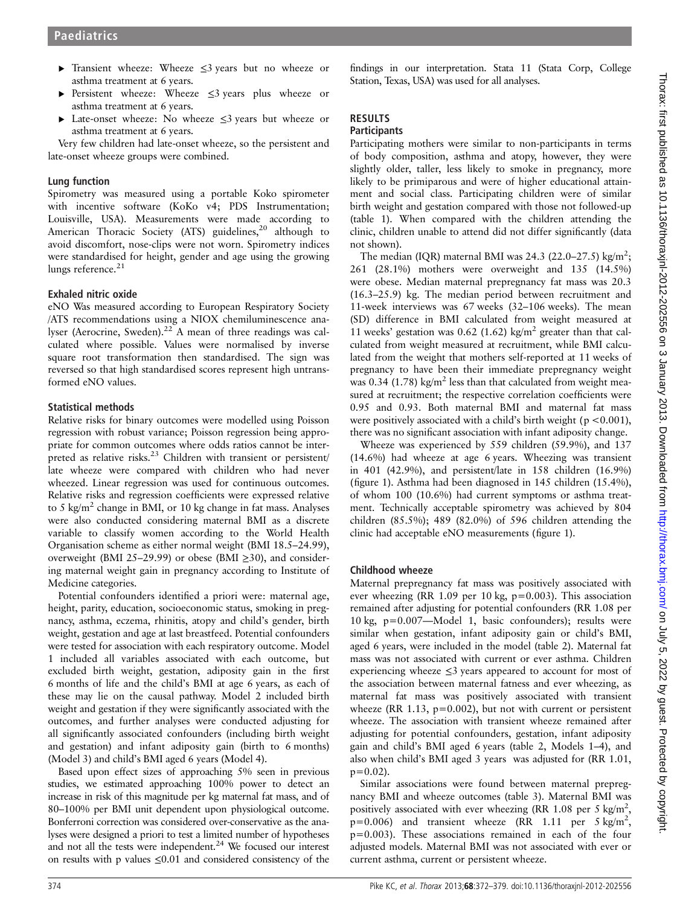- Transient wheeze: Wheeze ≤3 years but no wheeze or asthma treatment at 6 years.
- Persistent wheeze: Wheeze ≤3 years plus wheeze or asthma treatment at 6 years.
- Late-onset wheeze: No wheeze ≤3 years but wheeze or asthma treatment at 6 years.

Very few children had late-onset wheeze, so the persistent and late-onset wheeze groups were combined.

### Lung function

Spirometry was measured using a portable Koko spirometer with incentive software (KoKo v4; PDS Instrumentation; Louisville, USA). Measurements were made according to American Thoracic Society (ATS) guidelines,[20] although to avoid discomfort, nose-clips were not worn. Spirometry indices were standardised for height, gender and age using the growing lungs reference.[21]

### Exhaled nitric oxide

eNO Was measured according to European Respiratory Society /ATS recommendations using a NIOX chemiluminescence analyser (Aerocrine, Sweden).[22] A mean of three readings was calculated where possible. Values were normalised by inverse square root transformation then standardised. The sign was reversed so that high standardised scores represent high untransformed eNO values.

### Statistical methods

Relative risks for binary outcomes were modelled using Poisson regression with robust variance; Poisson regression being appropriate for common outcomes where odds ratios cannot be interpreted as relative risks.[23] Children with transient or persistent/late wheeze were compared with children who had never wheezed. Linear regression was used for continuous outcomes. Relative risks and regression coefficients were expressed relative to 5 kg/m$^2$ change in BMI, or 10 kg change in fat mass. Analyses were also conducted considering maternal BMI as a discrete variable to classify women according to the World Health Organisation scheme as either normal weight (BMI 18.5–24.99), overweight (BMI 25–29.99) or obese (BMI ≥30), and considering maternal weight gain in pregnancy according to Institute of Medicine categories.

Potential confounders identified a priori were: maternal age, height, parity, education, socioeconomic status, smoking in pregnancy, asthma, eczema, rhinitis, atopy and child's gender, birth weight, gestation and age at last breastfeed. Potential confounders were tested for association with each respiratory outcome. Model 1 included all variables associated with each outcome, but excluded birth weight, gestation, adiposity gain in the first 6 months of life and the child's BMI at age 6 years, as each of these may lie on the causal pathway. Model 2 included birth weight and gestation if they were significantly associated with the outcomes, and further analyses were conducted adjusting for all significantly associated confounders (including birth weight and gestation) and infant adiposity gain (birth to 6 months) (Model 3) and child's BMI aged 6 years (Model 4).

Based upon effect sizes of approaching 5% seen in previous studies, we estimated approaching 100% power to detect an increase in risk of this magnitude per kg maternal fat mass, and of 80–100% per BMI unit dependent upon physiological outcome. Bonferroni correction was considered over-conservative as the analyses were designed a priori to test a limited number of hypotheses and not all the tests were independent.[24] We focused our interest on results with p values ≤0.01 and considered consistency of the findings in our interpretation. Stata 11 (Stata Corp, College Station, Texas, USA) was used for all analyses.

## RESULTS

### Participants

Participating mothers were similar to non-participants in terms of body composition, asthma and atopy, however, they were slightly older, taller, less likely to smoke in pregnancy, more likely to be primiparous and were of higher educational attainment and social class. Participating children were of similar birth weight and gestation compared with those not followed-up (table 1). When compared with the children attending the clinic, children unable to attend did not differ significantly (data not shown).

The median (IQR) maternal BMI was 24.3 (22.0–27.5) kg/m$^2$; 261 (28.1%) mothers were overweight and 135 (14.5%) were obese. Median maternal prepregnancy fat mass was 20.3 (16.3–25.9) kg. The median period between recruitment and 11-week interviews was 67 weeks (32–106 weeks). The mean (SD) difference in BMI calculated from weight measured at 11 weeks' gestation was 0.62 (1.62) kg/m$^2$ greater than that calculated from weight measured at recruitment, while BMI calculated from the weight that mothers self-reported at 11 weeks of pregnancy to have been their immediate prepregnancy weight was 0.34 (1.78) kg/m$^2$ less than that calculated from weight measured at recruitment; the respective correlation coefficients were 0.95 and 0.93. Both maternal BMI and maternal fat mass were positively associated with a child's birth weight ($p<0.001$), there was no significant association with infant adiposity change.

Wheeze was experienced by 559 children (59.9%), and 137 (14.6%) had wheeze at age 6 years. Wheezing was transient in 401 (42.9%), and persistent/late in 158 children (16.9%) (figure 1). Asthma had been diagnosed in 145 children (15.4%), of whom 100 (10.6%) had current symptoms or asthma treatment. Technically acceptable spirometry was achieved by 804 children (85.5%); 489 (82.0%) of 596 children attending the clinic had acceptable eNO measurements (figure 1).

### Childhood wheeze

Maternal prepregnancy fat mass was positively associated with ever wheezing (RR 1.09 per 10 kg, $p=0.003$). This association remained after adjusting for potential confounders (RR 1.08 per 10 kg, $p=0.007$—Model 1, basic confounders); results were similar when gestation, infant adiposity gain or child's BMI, aged 6 years, were included in the model (table 2). Maternal fat mass was not associated with current or ever asthma. Children experiencing wheeze ≤3 years appeared to account for most of the association between maternal fatness and ever wheezing, as maternal fat mass was positively associated with transient wheeze (RR 1.13, $p=0.002$), but not with current or persistent wheeze. The association with transient wheeze remained after adjusting for potential confounders, gestation, infant adiposity gain and child's BMI aged 6 years (table 2, Models 1–4), and also when child's BMI aged 3 years was adjusted for (RR 1.01, $p=0.02$).

Similar associations were found between maternal prepregnancy BMI and wheeze outcomes (table 3). Maternal BMI was positively associated with ever wheezing (RR 1.08 per 5 kg/m$^2$, $p=0.006$) and transient wheeze (RR 1.11 per 5 kg/m$^2$, $p=0.003$). These associations remained in each of the four adjusted models. Maternal BMI was not associated with ever or current asthma, current or persistent wheeze.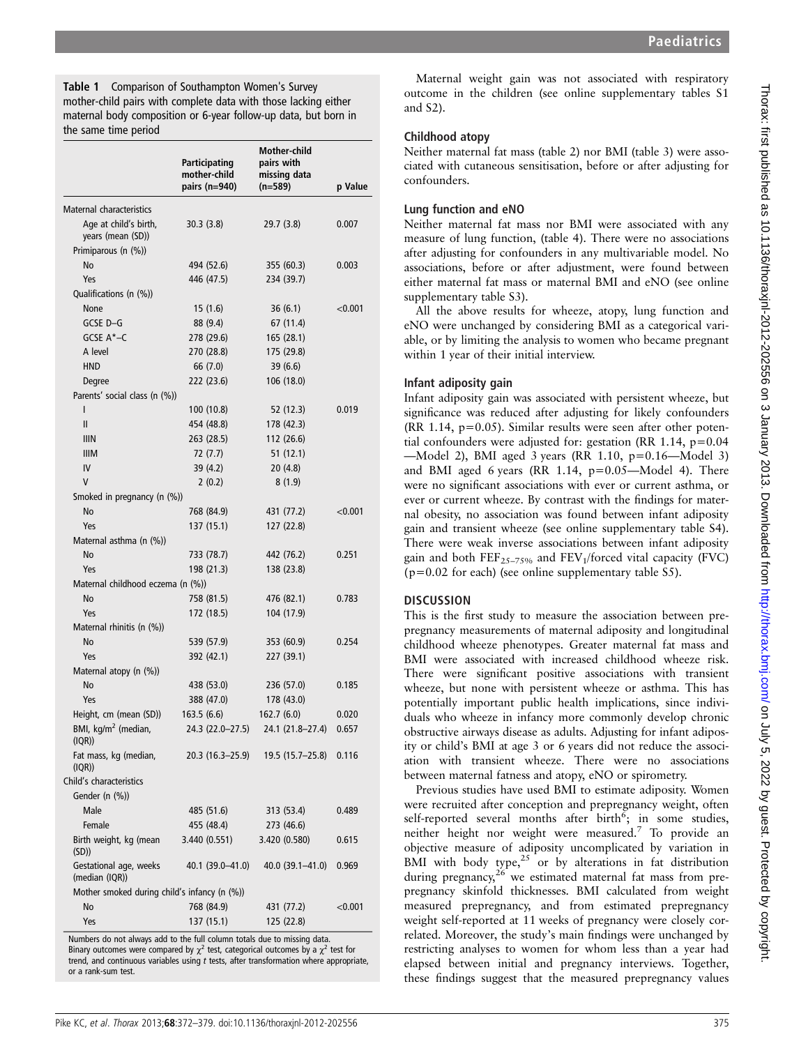**Table 1** Comparison of Southampton Women's Survey mother-child pairs with complete data with those lacking either maternal body composition or 6-year follow-up data, but born in the same time period

| | Participating mother-child pairs (n=940) | Mother-child pairs with missing data (n=589) | p Value |
|---|---|---|---|
| Maternal characteristics | | | |
| Age at child's birth, years (mean (SD)) | 30.3 (3.8) | 29.7 (3.8) | 0.007 |
| Primiparous (n (%)) | | | |
| No | 494 (52.6) | 355 (60.3) | 0.003 |
| Yes | 446 (47.5) | 234 (39.7) | |
| Qualifications (n (%)) | | | |
| None | 15 (1.6) | 36 (6.1) | <0.001 |
| GCSE D–G | 88 (9.4) | 67 (11.4) | |
| GCSE A*–C | 278 (29.6) | 165 (28.1) | |
| A level | 270 (28.8) | 175 (29.8) | |
| HND | 66 (7.0) | 39 (6.6) | |
| Degree | 222 (23.6) | 106 (18.0) | |
| Parents' social class (n (%)) | | | |
| I | 100 (10.8) | 52 (12.3) | 0.019 |
| II | 454 (48.8) | 178 (42.3) | |
| IIIN | 263 (28.5) | 112 (26.6) | |
| IIIM | 72 (7.7) | 51 (12.1) | |
| IV | 39 (4.2) | 20 (4.8) | |
| V | 2 (0.2) | 8 (1.9) | |
| Smoked in pregnancy (n (%)) | | | |
| No | 768 (84.9) | 431 (77.2) | <0.001 |
| Yes | 137 (15.1) | 127 (22.8) | |
| Maternal asthma (n (%)) | | | |
| No | 733 (78.7) | 442 (76.2) | 0.251 |
| Yes | 198 (21.3) | 138 (23.8) | |
| Maternal childhood eczema (n (%)) | | | |
| No | 758 (81.5) | 476 (82.1) | 0.783 |
| Yes | 172 (18.5) | 104 (17.9) | |
| Maternal rhinitis (n (%)) | | | |
| No | 539 (57.9) | 353 (60.9) | 0.254 |
| Yes | 392 (42.1) | 227 (39.1) | |
| Maternal atopy (n (%)) | | | |
| No | 438 (53.0) | 236 (57.0) | 0.185 |
| Yes | 388 (47.0) | 178 (43.0) | |
| Height, cm (mean (SD)) | 163.5 (6.6) | 162.7 (6.0) | 0.020 |
| BMI, kg/m$^2$ (median, (IQR)) | 24.3 (22.0–27.5) | 24.1 (21.8–27.4) | 0.657 |
| Fat mass, kg (median, (IQR)) | 20.3 (16.3–25.9) | 19.5 (15.7–25.8) | 0.116 |
| Child's characteristics | | | |
| Gender (n (%)) | | | |
| Male | 485 (51.6) | 313 (53.4) | 0.489 |
| Female | 455 (48.4) | 273 (46.6) | |
| Birth weight, kg (mean (SD)) | 3.440 (0.551) | 3.420 (0.580) | 0.615 |
| Gestational age, weeks (median (IQR)) | 40.1 (39.0–41.0) | 40.0 (39.1–41.0) | 0.969 |
| Mother smoked during child's infancy (n (%)) | | | |
| No | 768 (84.9) | 431 (77.2) | <0.001 |
| Yes | 137 (15.1) | 125 (22.8) | |

Numbers do not always add to the full column totals due to missing data.
Binary outcomes were compared by $\chi^2$ test, categorical outcomes by a $\chi^2$ test for trend, and continuous variables using *t* tests, after transformation where appropriate, or a rank-sum test.

Maternal weight gain was not associated with respiratory outcome in the children (see online supplementary tables S1 and S2).

### Childhood atopy

Neither maternal fat mass (table 2) nor BMI (table 3) were associated with cutaneous sensitisation, before or after adjusting for confounders.

### Lung function and eNO

Neither maternal fat mass nor BMI were associated with any measure of lung function, (table 4). There were no associations after adjusting for confounders in any multivariable model. No associations, before or after adjustment, were found between either maternal fat mass or maternal BMI and eNO (see online supplementary table S3).

All the above results for wheeze, atopy, lung function and eNO were unchanged by considering BMI as a categorical variable, or by limiting the analysis to women who became pregnant within 1 year of their initial interview.

### Infant adiposity gain

Infant adiposity gain was associated with persistent wheeze, but significance was reduced after adjusting for likely confounders (RR 1.14, p=0.05). Similar results were seen after other potential confounders were adjusted for: gestation (RR 1.14, p=0.04 —Model 2), BMI aged 3 years (RR 1.10, p=0.16—Model 3) and BMI aged 6 years (RR 1.14, p=0.05—Model 4). There were no significant associations with ever or current asthma, or ever or current wheeze. By contrast with the findings for maternal obesity, no association was found between infant adiposity gain and transient wheeze (see online supplementary table S4). There were weak inverse associations between infant adiposity gain and both $FEF_{25–75\%}$ and $FEV_1$/forced vital capacity (FVC) (p=0.02 for each) (see online supplementary table S5).

## DISCUSSION

This is the first study to measure the association between prepregnancy measurements of maternal adiposity and longitudinal childhood wheeze phenotypes. Greater maternal fat mass and BMI were associated with increased childhood wheeze risk. There were significant positive associations with transient wheeze, but none with persistent wheeze or asthma. This has potentially important public health implications, since individuals who wheeze in infancy more commonly develop chronic obstructive airways disease as adults. Adjusting for infant adiposity or child's BMI at age 3 or 6 years did not reduce the association with transient wheeze. There were no associations between maternal fatness and atopy, eNO or spirometry.

Previous studies have used BMI to estimate adiposity. Women were recruited after conception and prepregnancy weight, often self-reported several months after birth[6]; in some studies, neither height nor weight were measured.[7] To provide an objective measure of adiposity uncomplicated by variation in BMI with body type,[25] or by alterations in fat distribution during pregnancy,[26] we estimated maternal fat mass from prepregnancy skinfold thicknesses. BMI calculated from weight measured prepregnancy, and from estimated prepregnancy weight self-reported at 11 weeks of pregnancy were closely correlated. Moreover, the study's main findings were unchanged by restricting analyses to women for whom less than a year had elapsed between initial and pregnancy interviews. Together, these findings suggest that the measured prepregnancy values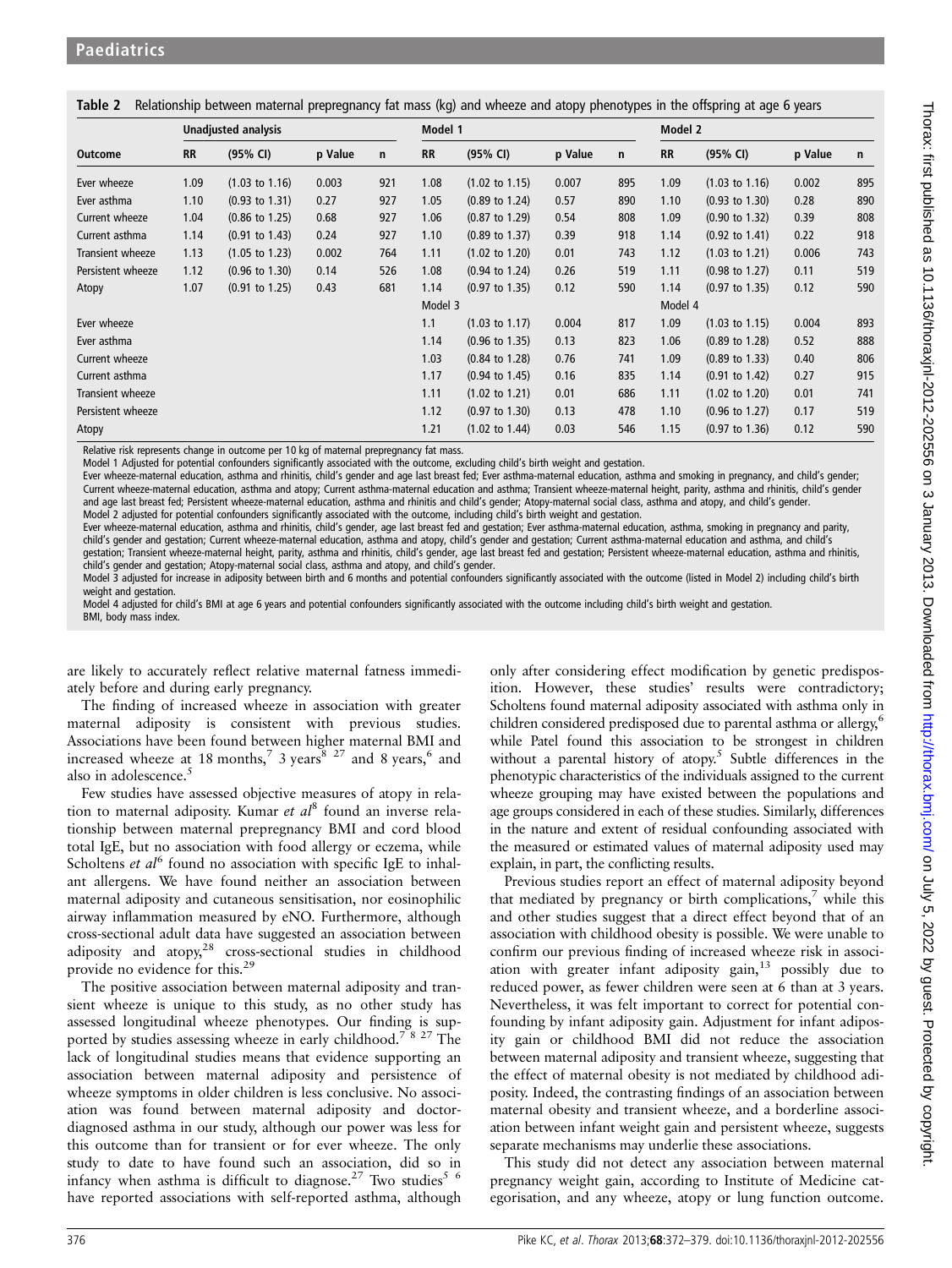**Table 2** Relationship between maternal prepregnancy fat mass (kg) and wheeze and atopy phenotypes in the offspring at age 6 years

| Outcome | Unadjusted analysis | | | | Model 1 | | | | Model 2 | | | |
|---|---|---|---|---|---|---|---|---|---|---|---|---|
| | RR | (95% CI) | p Value | n | RR | (95% CI) | p Value | n | RR | (95% CI) | p Value | n |
| Ever wheeze | 1.09 | (1.03 to 1.16) | 0.003 | 921 | 1.08 | (1.02 to 1.15) | 0.007 | 895 | 1.09 | (1.03 to 1.16) | 0.002 | 895 |
| Ever asthma | 1.10 | (0.93 to 1.31) | 0.27 | 927 | 1.05 | (0.89 to 1.24) | 0.57 | 890 | 1.10 | (0.93 to 1.30) | 0.28 | 890 |
| Current wheeze | 1.04 | (0.86 to 1.25) | 0.68 | 927 | 1.06 | (0.87 to 1.29) | 0.54 | 808 | 1.09 | (0.90 to 1.32) | 0.39 | 808 |
| Current asthma | 1.14 | (0.91 to 1.43) | 0.24 | 927 | 1.10 | (0.89 to 1.37) | 0.39 | 918 | 1.14 | (0.92 to 1.41) | 0.22 | 918 |
| Transient wheeze | 1.13 | (1.05 to 1.23) | 0.002 | 764 | 1.11 | (1.02 to 1.20) | 0.01 | 743 | 1.12 | (1.03 to 1.21) | 0.006 | 743 |
| Persistent wheeze | 1.12 | (0.96 to 1.30) | 0.14 | 526 | 1.08 | (0.94 to 1.24) | 0.26 | 519 | 1.11 | (0.98 to 1.27) | 0.11 | 519 |
| Atopy | 1.07 | (0.91 to 1.25) | 0.43 | 681 | 1.14 | (0.97 to 1.35) | 0.12 | 590 | 1.14 | (0.97 to 1.35) | 0.12 | 590 |
| | | | | | Model 3 | | | | Model 4 | | | |
| Ever wheeze | | | | | 1.1 | (1.03 to 1.17) | 0.004 | 817 | 1.09 | (1.03 to 1.15) | 0.004 | 893 |
| Ever asthma | | | | | 1.14 | (0.96 to 1.35) | 0.13 | 823 | 1.06 | (0.89 to 1.28) | 0.52 | 888 |
| Current wheeze | | | | | 1.03 | (0.84 to 1.28) | 0.76 | 741 | 1.09 | (0.89 to 1.33) | 0.40 | 806 |
| Current asthma | | | | | 1.17 | (0.94 to 1.45) | 0.16 | 835 | 1.14 | (0.91 to 1.42) | 0.27 | 915 |
| Transient wheeze | | | | | 1.11 | (1.02 to 1.21) | 0.01 | 686 | 1.11 | (1.02 to 1.20) | 0.01 | 741 |
| Persistent wheeze | | | | | 1.12 | (0.97 to 1.30) | 0.13 | 478 | 1.10 | (0.96 to 1.27) | 0.17 | 519 |
| Atopy | | | | | 1.21 | (1.02 to 1.44) | 0.03 | 546 | 1.15 | (0.97 to 1.36) | 0.12 | 590 |

Relative risk represents change in outcome per 10 kg of maternal prepregnancy fat mass.
Model 1 Adjusted for potential confounders significantly associated with the outcome, excluding child's birth weight and gestation.
Ever wheeze-maternal education, asthma and rhinitis, child's gender and age last breast fed; Ever asthma-maternal education, asthma and smoking in pregnancy, and child's gender; Current wheeze-maternal education, asthma and atopy; Current asthma-maternal education and asthma; Transient wheeze-maternal height, parity, asthma and rhinitis, child's gender and age last breast fed; Persistent wheeze-maternal education, asthma and rhinitis and child's gender; Atopy-maternal social class, asthma and atopy, and child's gender.
Model 2 adjusted for potential confounders significantly associated with the outcome, including child's birth weight and gestation.
Ever wheeze-maternal education, asthma and rhinitis, child's gender, age last breast fed and gestation; Ever asthma-maternal education, asthma, smoking in pregnancy and parity, child's gender and gestation; Current wheeze-maternal education, asthma and atopy, child's gender and gestation; Current asthma-maternal education and asthma, and child's gestation; Transient wheeze-maternal height, parity, asthma and rhinitis, child's gender, age last breast fed and gestation; Persistent wheeze-maternal education, asthma and rhinitis, child's gender and gestation; Atopy-maternal social class, asthma and atopy, and child's gender.
Model 3 adjusted for increase in adiposity between birth and 6 months and potential confounders significantly associated with the outcome (listed in Model 2) including child's birth weight and gestation.
Model 4 adjusted for child's BMI at age 6 years and potential confounders significantly associated with the outcome including child's birth weight and gestation.
BMI, body mass index.

are likely to accurately reflect relative maternal fatness immediately before and during early pregnancy.

The finding of increased wheeze in association with greater maternal adiposity is consistent with previous studies. Associations have been found between higher maternal BMI and increased wheeze at 18 months,[7] 3 years[8 27] and 8 years,[6] and also in adolescence.[5]

Few studies have assessed objective measures of atopy in relation to maternal adiposity. Kumar *et al*[8] found an inverse relationship between maternal prepregnancy BMI and cord blood total IgE, but no association with food allergy or eczema, while Scholtens *et al*[6] found no association with specific IgE to inhalant allergens. We have found neither an association between maternal adiposity and cutaneous sensitisation, nor eosinophilic airway inflammation measured by eNO. Furthermore, although cross-sectional adult data have suggested an association between adiposity and atopy,[28] cross-sectional studies in childhood provide no evidence for this.[29]

The positive association between maternal adiposity and transient wheeze is unique to this study, as no other study has assessed longitudinal wheeze phenotypes. Our finding is supported by studies assessing wheeze in early childhood.[7 8 27] The lack of longitudinal studies means that evidence supporting an association between maternal adiposity and persistence of wheeze symptoms in older children is less conclusive. No association was found between maternal adiposity and doctor-diagnosed asthma in our study, although our power was less for this outcome than for transient or for ever wheeze. The only study to date to have found such an association, did so in infancy when asthma is difficult to diagnose.[27] Two studies[5 6] have reported associations with self-reported asthma, although only after considering effect modification by genetic predisposition. However, these studies' results were contradictory; Scholtens found maternal adiposity associated with asthma only in children considered predisposed due to parental asthma or allergy,[6] while Patel found this association to be strongest in children without a parental history of atopy.[5] Subtle differences in the phenotypic characteristics of the individuals assigned to the current wheeze grouping may have existed between the populations and age groups considered in each of these studies. Similarly, differences in the nature and extent of residual confounding associated with the measured or estimated values of maternal adiposity used may explain, in part, the conflicting results.

Previous studies report an effect of maternal adiposity beyond that mediated by pregnancy or birth complications,[7] while this and other studies suggest that a direct effect beyond that of an association with childhood obesity is possible. We were unable to confirm our previous finding of increased wheeze risk in association with greater infant adiposity gain,[13] possibly due to reduced power, as fewer children were seen at 6 than at 3 years. Nevertheless, it was felt important to correct for potential confounding by infant adiposity gain. Adjustment for infant adiposity gain or childhood BMI did not reduce the association between maternal adiposity and transient wheeze, suggesting that the effect of maternal obesity is not mediated by childhood adiposity. Indeed, the contrasting findings of an association between maternal obesity and transient wheeze, and a borderline association between infant weight gain and persistent wheeze, suggests separate mechanisms may underlie these associations.

This study did not detect any association between maternal pregnancy weight gain, according to Institute of Medicine categorisation, and any wheeze, atopy or lung function outcome.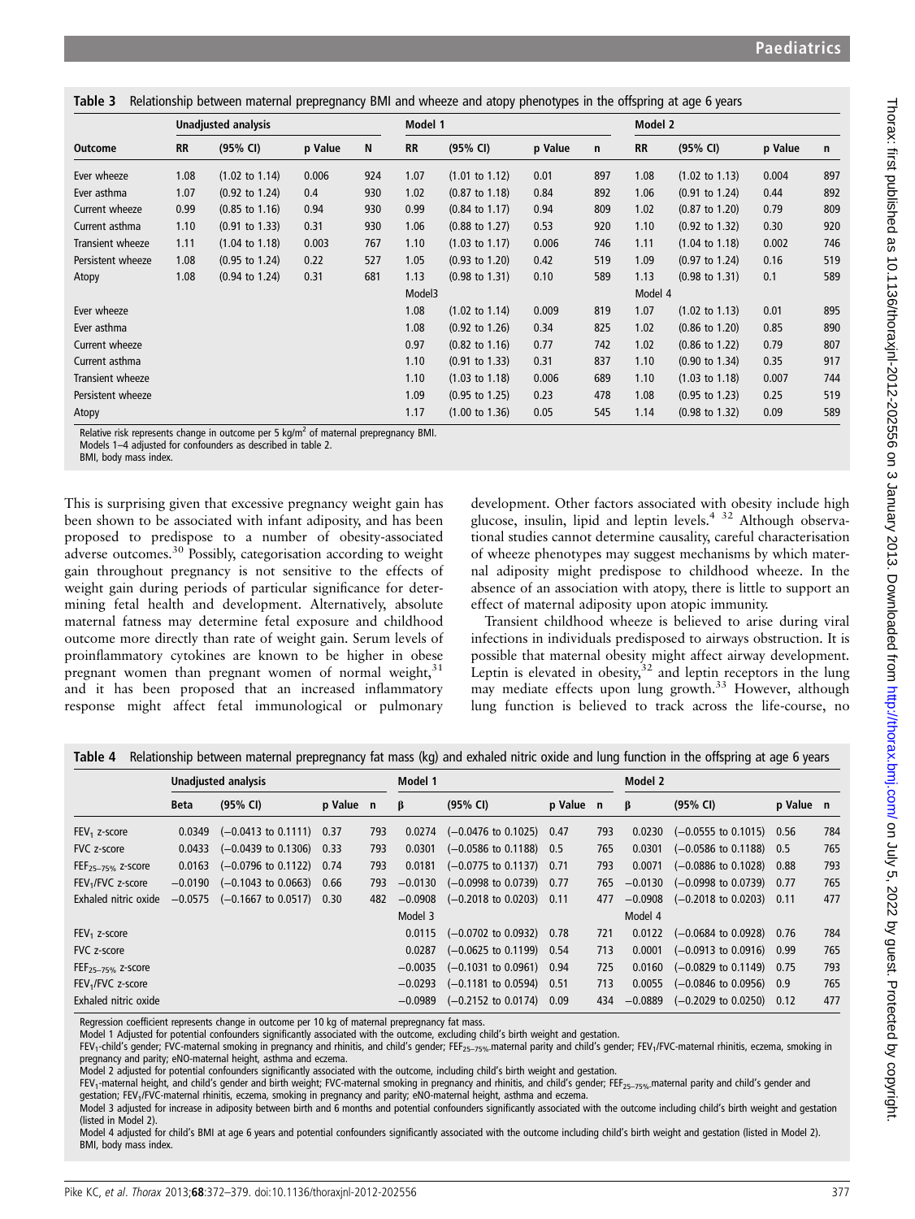**Table 3** Relationship between maternal prepregnancy BMI and wheeze and atopy phenotypes in the offspring at age 6 years

| Outcome | Unadjusted analysis | | | | Model 1 | | | | Model 2 | | | |
|---|---|---|---|---|---|---|---|---|---|---|---|---|
| | RR | (95% CI) | p Value | N | RR | (95% CI) | p Value | n | RR | (95% CI) | p Value | n |
| Ever wheeze | 1.08 | (1.02 to 1.14) | 0.006 | 924 | 1.07 | (1.01 to 1.12) | 0.01 | 897 | 1.08 | (1.02 to 1.13) | 0.004 | 897 |
| Ever asthma | 1.07 | (0.92 to 1.24) | 0.4 | 930 | 1.02 | (0.87 to 1.18) | 0.84 | 892 | 1.06 | (0.91 to 1.24) | 0.44 | 892 |
| Current wheeze | 0.99 | (0.85 to 1.16) | 0.94 | 930 | 0.99 | (0.84 to 1.17) | 0.94 | 809 | 1.02 | (0.87 to 1.20) | 0.79 | 809 |
| Current asthma | 1.10 | (0.91 to 1.33) | 0.31 | 930 | 1.06 | (0.88 to 1.27) | 0.53 | 920 | 1.10 | (0.92 to 1.32) | 0.30 | 920 |
| Transient wheeze | 1.11 | (1.04 to 1.18) | 0.003 | 767 | 1.10 | (1.03 to 1.17) | 0.006 | 746 | 1.11 | (1.04 to 1.18) | 0.002 | 746 |
| Persistent wheeze | 1.08 | (0.95 to 1.24) | 0.22 | 527 | 1.05 | (0.93 to 1.20) | 0.42 | 519 | 1.09 | (0.97 to 1.24) | 0.16 | 519 |
| Atopy | 1.08 | (0.94 to 1.24) | 0.31 | 681 | 1.13 | (0.98 to 1.31) | 0.10 | 589 | 1.13 | (0.98 to 1.31) | 0.1 | 589 |
| | | | | | Model3 | | | | Model 4 | | | |
| Ever wheeze | | | | | 1.08 | (1.02 to 1.14) | 0.009 | 819 | 1.07 | (1.02 to 1.13) | 0.01 | 895 |
| Ever asthma | | | | | 1.08 | (0.92 to 1.26) | 0.34 | 825 | 1.02 | (0.86 to 1.20) | 0.85 | 890 |
| Current wheeze | | | | | 0.97 | (0.82 to 1.16) | 0.77 | 742 | 1.02 | (0.86 to 1.22) | 0.79 | 807 |
| Current asthma | | | | | 1.10 | (0.91 to 1.33) | 0.31 | 837 | 1.10 | (0.90 to 1.34) | 0.35 | 917 |
| Transient wheeze | | | | | 1.10 | (1.03 to 1.18) | 0.006 | 689 | 1.10 | (1.03 to 1.18) | 0.007 | 744 |
| Persistent wheeze | | | | | 1.09 | (0.95 to 1.25) | 0.23 | 478 | 1.08 | (0.95 to 1.23) | 0.25 | 519 |
| Atopy | | | | | 1.17 | (1.00 to 1.36) | 0.05 | 545 | 1.14 | (0.98 to 1.32) | 0.09 | 589 |

Relative risk represents change in outcome per 5 kg/m$^2$ of maternal prepregnancy BMI.
Models 1–4 adjusted for confounders as described in table 2.
BMI, body mass index.

This is surprising given that excessive pregnancy weight gain has been shown to be associated with infant adiposity, and has been proposed to predispose to a number of obesity-associated adverse outcomes.[30] Possibly, categorisation according to weight gain throughout pregnancy is not sensitive to the effects of weight gain during periods of particular significance for determining fetal health and development. Alternatively, absolute maternal fatness may determine fetal exposure and childhood outcome more directly than rate of weight gain. Serum levels of proinflammatory cytokines are known to be higher in obese pregnant women than pregnant women of normal weight,[31] and it has been proposed that an increased inflammatory response might affect fetal immunological or pulmonary development. Other factors associated with obesity include high glucose, insulin, lipid and leptin levels.[4 32] Although observational studies cannot determine causality, careful characterisation of wheeze phenotypes may suggest mechanisms by which maternal adiposity might predispose to childhood wheeze. In the absence of an association with atopy, there is little to support an effect of maternal adiposity upon atopic immunity.

Transient childhood wheeze is believed to arise during viral infections in individuals predisposed to airways obstruction. It is possible that maternal obesity might affect airway development. Leptin is elevated in obesity,[32] and leptin receptors in the lung may mediate effects upon lung growth.[33] However, although lung function is believed to track across the life-course, no

**Table 4** Relationship between maternal prepregnancy fat mass (kg) and exhaled nitric oxide and lung function in the offspring at age 6 years

| | Unadjusted analysis | | | | Model 1 | | | | Model 2 | | | |
|---|---|---|---|---|---|---|---|---|---|---|---|---|
| | Beta | (95% CI) | p Value | n | β | (95% CI) | p Value | n | β | (95% CI) | p Value | n |
| $FEV_1$ z-score | 0.0349 | (−0.0413 to 0.1111) | 0.37 | 793 | 0.0274 | (−0.0476 to 0.1025) | 0.47 | 793 | 0.0230 | (−0.0555 to 0.1015) | 0.56 | 784 |
| FVC z-score | 0.0433 | (−0.0439 to 0.1306) | 0.33 | 793 | 0.0301 | (−0.0586 to 0.1188) | 0.5 | 765 | 0.0301 | (−0.0586 to 0.1188) | 0.5 | 765 |
| $FEF_{25-75\%}$ z-score | 0.0163 | (−0.0796 to 0.1122) | 0.74 | 793 | 0.0181 | (−0.0775 to 0.1137) | 0.71 | 793 | 0.0071 | (−0.0886 to 0.1028) | 0.88 | 793 |
| $FEV_1$/FVC z-score | −0.0190 | (−0.1043 to 0.0663) | 0.66 | 793 | −0.0130 | (−0.0998 to 0.0739) | 0.77 | 765 | −0.0130 | (−0.0998 to 0.0739) | 0.77 | 765 |
| Exhaled nitric oxide | −0.0575 | (−0.1667 to 0.0517) | 0.30 | 482 | −0.0908 | (−0.2018 to 0.0203) | 0.11 | 477 | −0.0908 | (−0.2018 to 0.0203) | 0.11 | 477 |
| | | | | | Model 3 | | | | Model 4 | | | |
| $FEV_1$ z-score | | | | | 0.0115 | (−0.0702 to 0.0932) | 0.78 | 721 | 0.0122 | (−0.0684 to 0.0928) | 0.76 | 784 |
| FVC z-score | | | | | 0.0287 | (−0.0625 to 0.1199) | 0.54 | 713 | 0.0001 | (−0.0913 to 0.0916) | 0.99 | 765 |
| $FEF_{25-75\%}$ z-score | | | | | −0.0035 | (−0.1031 to 0.0961) | 0.94 | 725 | 0.0160 | (−0.0829 to 0.1149) | 0.75 | 793 |
| $FEV_1$/FVC z-score | | | | | −0.0293 | (−0.1181 to 0.0594) | 0.51 | 713 | 0.0055 | (−0.0846 to 0.0956) | 0.9 | 765 |
| Exhaled nitric oxide | | | | | −0.0989 | (−0.2152 to 0.0174) | 0.09 | 434 | −0.0889 | (−0.2029 to 0.0250) | 0.12 | 477 |

Regression coefficient represents change in outcome per 10 kg of maternal prepregnancy fat mass.
Model 1 Adjusted for potential confounders significantly associated with the outcome, excluding child's birth weight and gestation.
$FEV_1$-child's gender; FVC-maternal smoking in pregnancy and rhinitis, and child's gender; $FEF_{25-75\%}$-maternal parity and child's gender; $FEV_1$/FVC-maternal rhinitis, eczema, smoking in pregnancy and parity; eNO-maternal height, asthma and eczema.
Model 2 adjusted for potential confounders significantly associated with the outcome, including child's birth weight and gestation.
$FEV_1$-maternal height, and child's gender and birth weight; FVC-maternal smoking in pregnancy and rhinitis, and child's gender; $FEF_{25-75\%}$-maternal parity and child's gender and gestation; $FEV_1$/FVC-maternal rhinitis, eczema, smoking in pregnancy and parity; eNO-maternal height, asthma and eczema.
Model 3 adjusted for increase in adiposity between birth and 6 months and potential confounders significantly associated with the outcome including child's birth weight and gestation (listed in Model 2).
Model 4 adjusted for child's BMI at age 6 years and potential confounders significantly associated with the outcome including child's birth weight and gestation (listed in Model 2).
BMI, body mass index.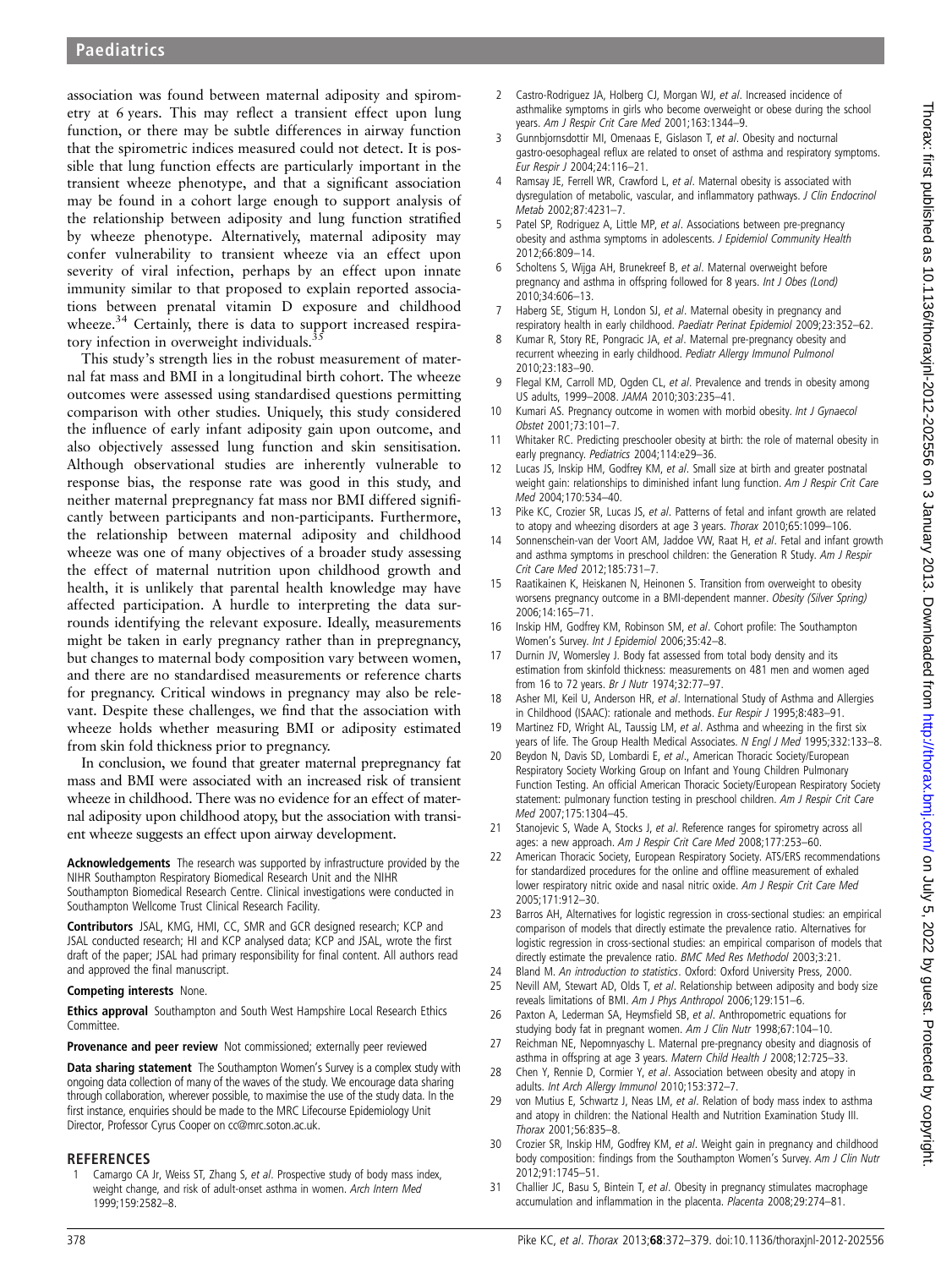association was found between maternal adiposity and spirometry at 6 years. This may reflect a transient effect upon lung function, or there may be subtle differences in airway function that the spirometric indices measured could not detect. It is possible that lung function effects are particularly important in the transient wheeze phenotype, and that a significant association may be found in a cohort large enough to support analysis of the relationship between adiposity and lung function stratified by wheeze phenotype. Alternatively, maternal adiposity may confer vulnerability to transient wheeze via an effect upon severity of viral infection, perhaps by an effect upon innate immunity similar to that proposed to explain reported associations between prenatal vitamin D exposure and childhood wheeze.[34] Certainly, there is data to support increased respiratory infection in overweight individuals.[35]

This study's strength lies in the robust measurement of maternal fat mass and BMI in a longitudinal birth cohort. The wheeze outcomes were assessed using standardised questions permitting comparison with other studies. Uniquely, this study considered the influence of early infant adiposity gain upon outcome, and also objectively assessed lung function and skin sensitisation. Although observational studies are inherently vulnerable to response bias, the response rate was good in this study, and neither maternal prepregnancy fat mass nor BMI differed significantly between participants and non-participants. Furthermore, the relationship between maternal adiposity and childhood wheeze was one of many objectives of a broader study assessing the effect of maternal nutrition upon childhood growth and health, it is unlikely that parental health knowledge may have affected participation. A hurdle to interpreting the data surrounds identifying the relevant exposure. Ideally, measurements might be taken in early pregnancy rather than in prepregnancy, but changes to maternal body composition vary between women, and there are no standardised measurements or reference charts for pregnancy. Critical windows in pregnancy may also be relevant. Despite these challenges, we find that the association with wheeze holds whether measuring BMI or adiposity estimated from skin fold thickness prior to pregnancy.

In conclusion, we found that greater maternal prepregnancy fat mass and BMI were associated with an increased risk of transient wheeze in childhood. There was no evidence for an effect of maternal adiposity upon childhood atopy, but the association with transient wheeze suggests an effect upon airway development.

**Acknowledgements** The research was supported by infrastructure provided by the NIHR Southampton Respiratory Biomedical Research Unit and the NIHR Southampton Biomedical Research Centre. Clinical investigations were conducted in Southampton Wellcome Trust Clinical Research Facility.

**Contributors** JSAL, KMG, HMI, CC, SMR and GCR designed research; KCP and JSAL conducted research; HI and KCP analysed data; KCP and JSAL, wrote the first draft of the paper; JSAL had primary responsibility for final content. All authors read and approved the final manuscript.

**Competing interests** None.

**Ethics approval** Southampton and South West Hampshire Local Research Ethics Committee.

**Provenance and peer review** Not commissioned; externally peer reviewed

**Data sharing statement** The Southampton Women's Survey is a complex study with ongoing data collection of many of the waves of the study. We encourage data sharing through collaboration, wherever possible, to maximise the use of the study data. In the first instance, enquiries should be made to the MRC Lifecourse Epidemiology Unit Director, Professor Cyrus Cooper on cc@mrc.soton.ac.uk.

## REFERENCES

1. Camargo CA Jr, Weiss ST, Zhang S, *et al*. Prospective study of body mass index, weight change, and risk of adult-onset asthma in women. *Arch Intern Med* 1999;159:2582–8.
2. Castro-Rodriguez JA, Holberg CJ, Morgan WJ, *et al*. Increased incidence of asthmalike symptoms in girls who become overweight or obese during the school years. *Am J Respir Crit Care Med* 2001;163:1344–9.
3. Gunnbjornsdottir MI, Omenaas E, Gislason T, *et al*. Obesity and nocturnal gastro-oesophageal reflux are related to onset of asthma and respiratory symptoms. *Eur Respir J* 2004;24:116–21.
4. Ramsay JE, Ferrell WR, Crawford L, *et al*. Maternal obesity is associated with dysregulation of metabolic, vascular, and inflammatory pathways. *J Clin Endocrinol Metab* 2002;87:4231–7.
5. Patel SP, Rodriguez A, Little MP, *et al*. Associations between pre-pregnancy obesity and asthma symptoms in adolescents. *J Epidemiol Community Health* 2012;66:809–14.
6. Scholtens S, Wijga AH, Brunekreef B, *et al*. Maternal overweight before pregnancy and asthma in offspring followed for 8 years. *Int J Obes (Lond)* 2010;34:606–13.
7. Haberg SE, Stigum H, London SJ, *et al*. Maternal obesity in pregnancy and respiratory health in early childhood. *Paediatr Perinat Epidemiol* 2009;23:352–62.
8. Kumar R, Story RE, Pongracic JA, *et al*. Maternal pre-pregnancy obesity and recurrent wheezing in early childhood. *Pediatr Allergy Immunol Pulmonol* 2010;23:183–90.
9. Flegal KM, Carroll MD, Ogden CL, *et al*. Prevalence and trends in obesity among US adults, 1999–2008. *JAMA* 2010;303:235–41.
10. Kumari AS. Pregnancy outcome in women with morbid obesity. *Int J Gynaecol Obstet* 2001;73:101–7.
11. Whitaker RC. Predicting preschooler obesity at birth: the role of maternal obesity in early pregnancy. *Pediatrics* 2004;114:e29–36.
12. Lucas JS, Inskip HM, Godfrey KM, *et al*. Small size at birth and greater postnatal weight gain: relationships to diminished infant lung function. *Am J Respir Crit Care Med* 2004;170:534–40.
13. Pike KC, Crozier SR, Lucas JS, *et al*. Patterns of fetal and infant growth are related to atopy and wheezing disorders at age 3 years. *Thorax* 2010;65:1099–106.
14. Sonnenschein-van der Voort AM, Jaddoe VW, Raat H, *et al*. Fetal and infant growth and asthma symptoms in preschool children: the Generation R Study. *Am J Respir Crit Care Med* 2012;185:731–7.
15. Raatikainen K, Heiskanen N, Heinonen S. Transition from overweight to obesity worsens pregnancy outcome in a BMI-dependent manner. *Obesity (Silver Spring)* 2006;14:165–71.
16. Inskip HM, Godfrey KM, Robinson SM, *et al*. Cohort profile: The Southampton Women's Survey. *Int J Epidemiol* 2006;35:42–8.
17. Durnin JV, Womersley J. Body fat assessed from total body density and its estimation from skinfold thickness: measurements on 481 men and women aged from 16 to 72 years. *Br J Nutr* 1974;32:77–97.
18. Asher MI, Keil U, Anderson HR, *et al*. International Study of Asthma and Allergies in Childhood (ISAAC): rationale and methods. *Eur Respir J* 1995;8:483–91.
19. Martinez FD, Wright AL, Taussig LM, *et al*. Asthma and wheezing in the first six years of life. The Group Health Medical Associates. *N Engl J Med* 1995;332:133–8.
20. Beydon N, Davis SD, Lombardi E, *et al*., American Thoracic Society/European Respiratory Society Working Group on Infant and Young Children Pulmonary Function Testing. An official American Thoracic Society/European Respiratory Society statement: pulmonary function testing in preschool children. *Am J Respir Crit Care Med* 2007;175:1304–45.
21. Stanojevic S, Wade A, Stocks J, *et al*. Reference ranges for spirometry across all ages: a new approach. *Am J Respir Crit Care Med* 2008;177:253–60.
22. American Thoracic Society, European Respiratory Society. ATS/ERS recommendations for standardized procedures for the online and offline measurement of exhaled lower respiratory nitric oxide and nasal nitric oxide. *Am J Respir Crit Care Med* 2005;171:912–30.
23. Barros AH, Alternatives for logistic regression in cross-sectional studies: an empirical comparison of models that directly estimate the prevalence ratio. Alternatives for logistic regression in cross-sectional studies: an empirical comparison of models that directly estimate the prevalence ratio. *BMC Med Res Methodol* 2003;3:21.
24. Bland M. *An introduction to statistics*. Oxford: Oxford University Press, 2000.
25. Nevill AM, Stewart AD, Olds T, *et al*. Relationship between adiposity and body size reveals limitations of BMI. *Am J Phys Anthropol* 2006;129:151–6.
26. Paxton A, Lederman SA, Heymsfield SB, *et al*. Anthropometric equations for studying body fat in pregnant women. *Am J Clin Nutr* 1998;67:104–10.
27. Reichman NE, Nepomnyaschy L. Maternal pre-pregnancy obesity and diagnosis of asthma in offspring at age 3 years. *Matern Child Health J* 2008;12:725–33.
28. Chen Y, Rennie D, Cormier Y, *et al*. Association between obesity and atopy in adults. *Int Arch Allergy Immunol* 2010;153:372–7.
29. von Mutius E, Schwartz J, Neas LM, *et al*. Relation of body mass index to asthma and atopy in children: the National Health and Nutrition Examination Study III. *Thorax* 2001;56:835–8.
30. Crozier SR, Inskip HM, Godfrey KM, *et al*. Weight gain in pregnancy and childhood body composition: findings from the Southampton Women's Survey. *Am J Clin Nutr* 2012;91:1745–51.
31. Challier JC, Basu S, Bintein T, *et al*. Obesity in pregnancy stimulates macrophage accumulation and inflammation in the placenta. *Placenta* 2008;29:274–81.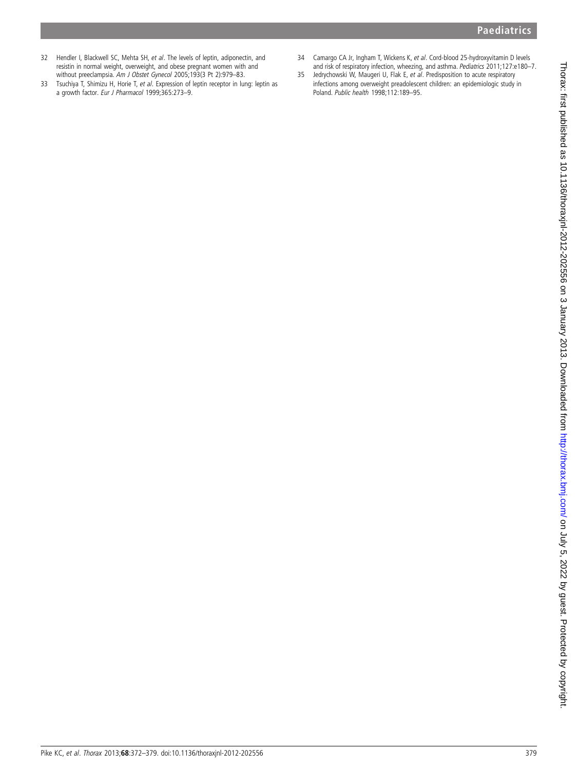32 Hendler I, Blackwell SC, Mehta SH, *et al*. The levels of leptin, adiponectin, and resistin in normal weight, overweight, and obese pregnant women with and without preeclampsia. *Am J Obstet Gynecol* 2005;193(3 Pt 2):979–83.

33 Tsuchiya T, Shimizu H, Horie T, *et al*. Expression of leptin receptor in lung: leptin as a growth factor. *Eur J Pharmacol* 1999;365:273–9.

34 Camargo CA Jr, Ingham T, Wickens K, *et al*. Cord-blood 25-hydroxyvitamin D levels and risk of respiratory infection, wheezing, and asthma. *Pediatrics* 2011;127:e180–7.

35 Jedrychowski W, Maugeri U, Flak E, *et al*. Predisposition to acute respiratory infections among overweight preadolescent children: an epidemiologic study in Poland. *Public health* 1998;112:189–95.